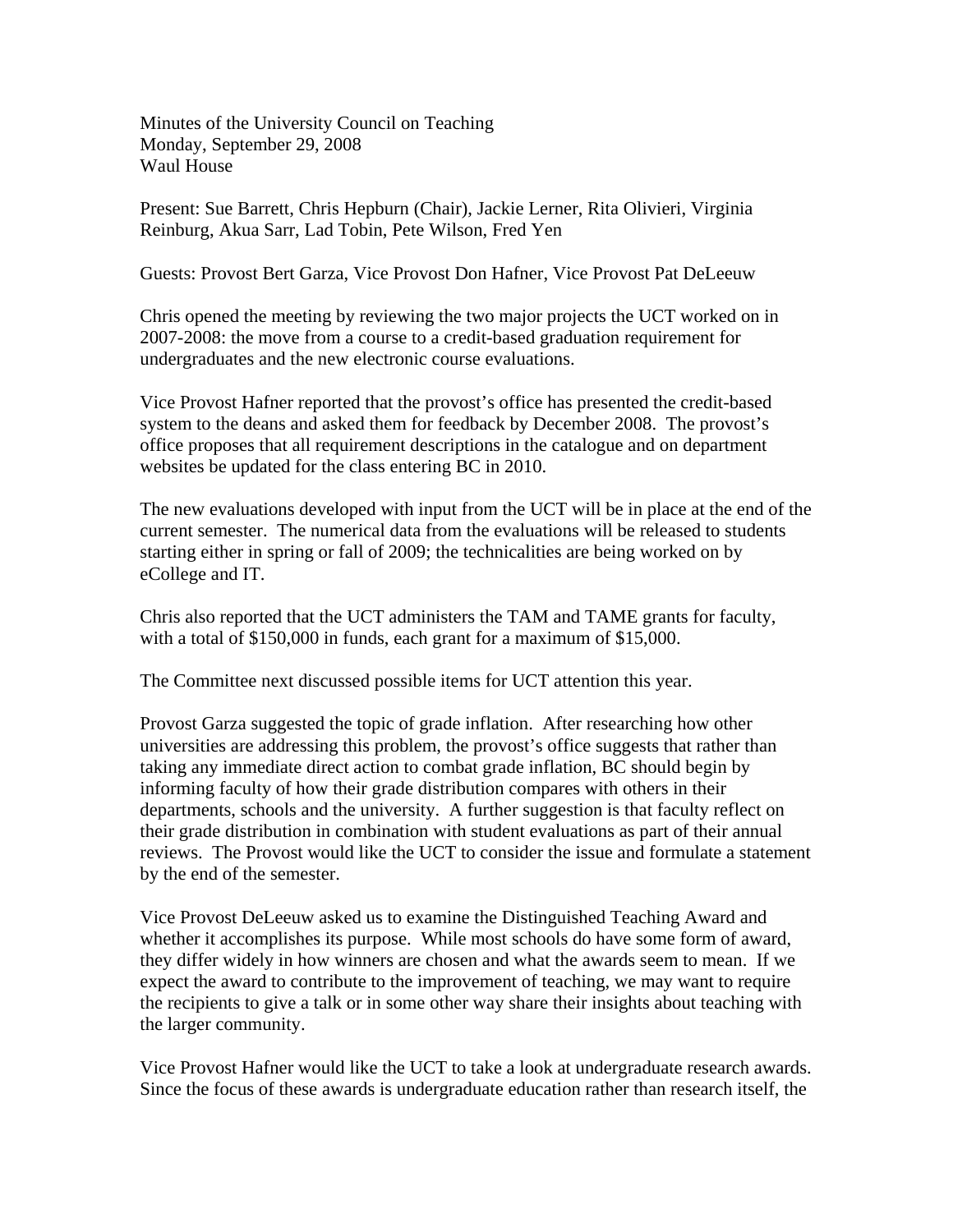Minutes of the University Council on Teaching
Monday, September 29, 2008
Waul House

Present: Sue Barrett, Chris Hepburn (Chair), Jackie Lerner, Rita Olivieri, Virginia Reinburg, Akua Sarr, Lad Tobin, Pete Wilson, Fred Yen

Guests: Provost Bert Garza, Vice Provost Don Hafner, Vice Provost Pat DeLeeuw

Chris opened the meeting by reviewing the two major projects the UCT worked on in 2007-2008: the move from a course to a credit-based graduation requirement for undergraduates and the new electronic course evaluations.

Vice Provost Hafner reported that the provost's office has presented the credit-based system to the deans and asked them for feedback by December 2008. The provost's office proposes that all requirement descriptions in the catalogue and on department websites be updated for the class entering BC in 2010.

The new evaluations developed with input from the UCT will be in place at the end of the current semester. The numerical data from the evaluations will be released to students starting either in spring or fall of 2009; the technicalities are being worked on by eCollege and IT.

Chris also reported that the UCT administers the TAM and TAME grants for faculty, with a total of $150,000 in funds, each grant for a maximum of $15,000.

The Committee next discussed possible items for UCT attention this year.

Provost Garza suggested the topic of grade inflation. After researching how other universities are addressing this problem, the provost's office suggests that rather than taking any immediate direct action to combat grade inflation, BC should begin by informing faculty of how their grade distribution compares with others in their departments, schools and the university. A further suggestion is that faculty reflect on their grade distribution in combination with student evaluations as part of their annual reviews. The Provost would like the UCT to consider the issue and formulate a statement by the end of the semester.

Vice Provost DeLeeuw asked us to examine the Distinguished Teaching Award and whether it accomplishes its purpose. While most schools do have some form of award, they differ widely in how winners are chosen and what the awards seem to mean. If we expect the award to contribute to the improvement of teaching, we may want to require the recipients to give a talk or in some other way share their insights about teaching with the larger community.

Vice Provost Hafner would like the UCT to take a look at undergraduate research awards. Since the focus of these awards is undergraduate education rather than research itself, the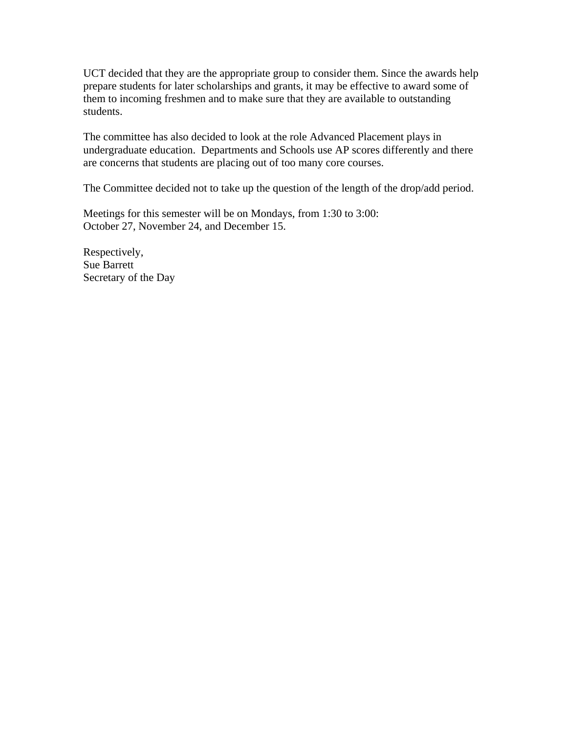UCT decided that they are the appropriate group to consider them. Since the awards help prepare students for later scholarships and grants, it may be effective to award some of them to incoming freshmen and to make sure that they are available to outstanding students.

The committee has also decided to look at the role Advanced Placement plays in undergraduate education. Departments and Schools use AP scores differently and there are concerns that students are placing out of too many core courses.

The Committee decided not to take up the question of the length of the drop/add period.

Meetings for this semester will be on Mondays, from 1:30 to 3:00:
October 27, November 24, and December 15.

Respectively,
Sue Barrett
Secretary of the Day